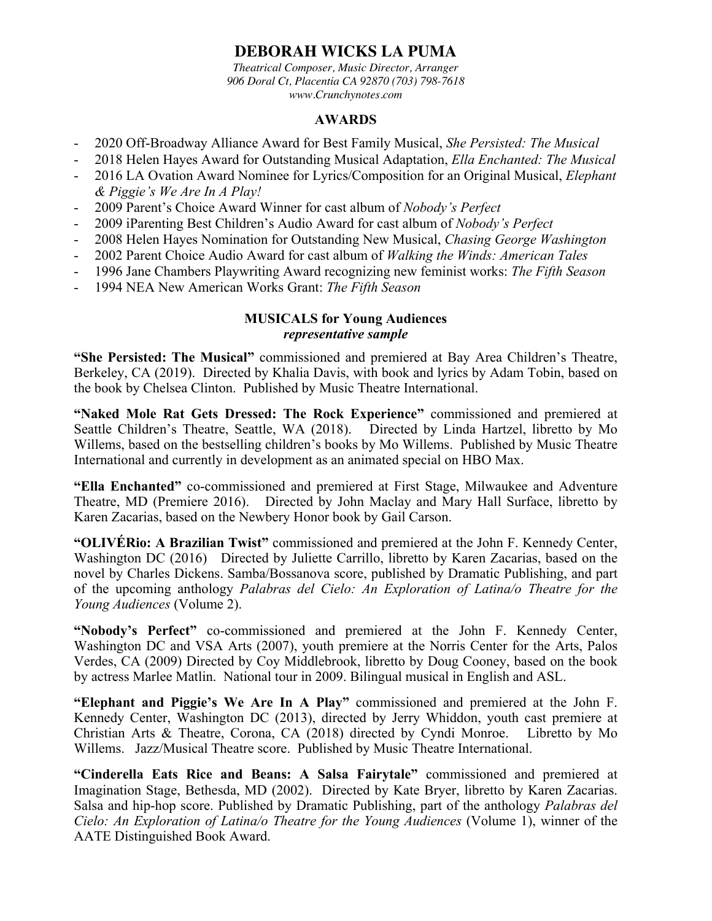# DEBORAH WICKS LA PUMA

*Theatrical Composer, Music Director, Arranger*
*906 Doral Ct, Placentia CA 92870 (703) 798-7618*
*www.Crunchynotes.com*

## AWARDS

- 2020 Off-Broadway Alliance Award for Best Family Musical, *She Persisted: The Musical*
- 2018 Helen Hayes Award for Outstanding Musical Adaptation, *Ella Enchanted: The Musical*
- 2016 LA Ovation Award Nominee for Lyrics/Composition for an Original Musical, *Elephant & Piggie's We Are In A Play!*
- 2009 Parent's Choice Award Winner for cast album of *Nobody's Perfect*
- 2009 iParenting Best Children's Audio Award for cast album of *Nobody's Perfect*
- 2008 Helen Hayes Nomination for Outstanding New Musical, *Chasing George Washington*
- 2002 Parent Choice Audio Award for cast album of *Walking the Winds: American Tales*
- 1996 Jane Chambers Playwriting Award recognizing new feminist works: *The Fifth Season*
- 1994 NEA New American Works Grant: *The Fifth Season*

## MUSICALS for Young Audiences
***representative sample***

**"She Persisted: The Musical"** commissioned and premiered at Bay Area Children's Theatre, Berkeley, CA (2019). Directed by Khalia Davis, with book and lyrics by Adam Tobin, based on the book by Chelsea Clinton. Published by Music Theatre International.

**"Naked Mole Rat Gets Dressed: The Rock Experience"** commissioned and premiered at Seattle Children's Theatre, Seattle, WA (2018). Directed by Linda Hartzel, libretto by Mo Willems, based on the bestselling children's books by Mo Willems. Published by Music Theatre International and currently in development as an animated special on HBO Max.

**"Ella Enchanted"** co-commissioned and premiered at First Stage, Milwaukee and Adventure Theatre, MD (Premiere 2016). Directed by John Maclay and Mary Hall Surface, libretto by Karen Zacarias, based on the Newbery Honor book by Gail Carson.

**"OLIVÉRio: A Brazilian Twist"** commissioned and premiered at the John F. Kennedy Center, Washington DC (2016) Directed by Juliette Carrillo, libretto by Karen Zacarias, based on the novel by Charles Dickens. Samba/Bossanova score, published by Dramatic Publishing, and part of the upcoming anthology *Palabras del Cielo: An Exploration of Latina/o Theatre for the Young Audiences* (Volume 2).

**"Nobody's Perfect"** co-commissioned and premiered at the John F. Kennedy Center, Washington DC and VSA Arts (2007), youth premiere at the Norris Center for the Arts, Palos Verdes, CA (2009) Directed by Coy Middlebrook, libretto by Doug Cooney, based on the book by actress Marlee Matlin. National tour in 2009. Bilingual musical in English and ASL.

**"Elephant and Piggie's We Are In A Play"** commissioned and premiered at the John F. Kennedy Center, Washington DC (2013), directed by Jerry Whiddon, youth cast premiere at Christian Arts & Theatre, Corona, CA (2018) directed by Cyndi Monroe. Libretto by Mo Willems. Jazz/Musical Theatre score. Published by Music Theatre International.

**"Cinderella Eats Rice and Beans: A Salsa Fairytale"** commissioned and premiered at Imagination Stage, Bethesda, MD (2002). Directed by Kate Bryer, libretto by Karen Zacarias. Salsa and hip-hop score. Published by Dramatic Publishing, part of the anthology *Palabras del Cielo: An Exploration of Latina/o Theatre for the Young Audiences* (Volume 1), winner of the AATE Distinguished Book Award.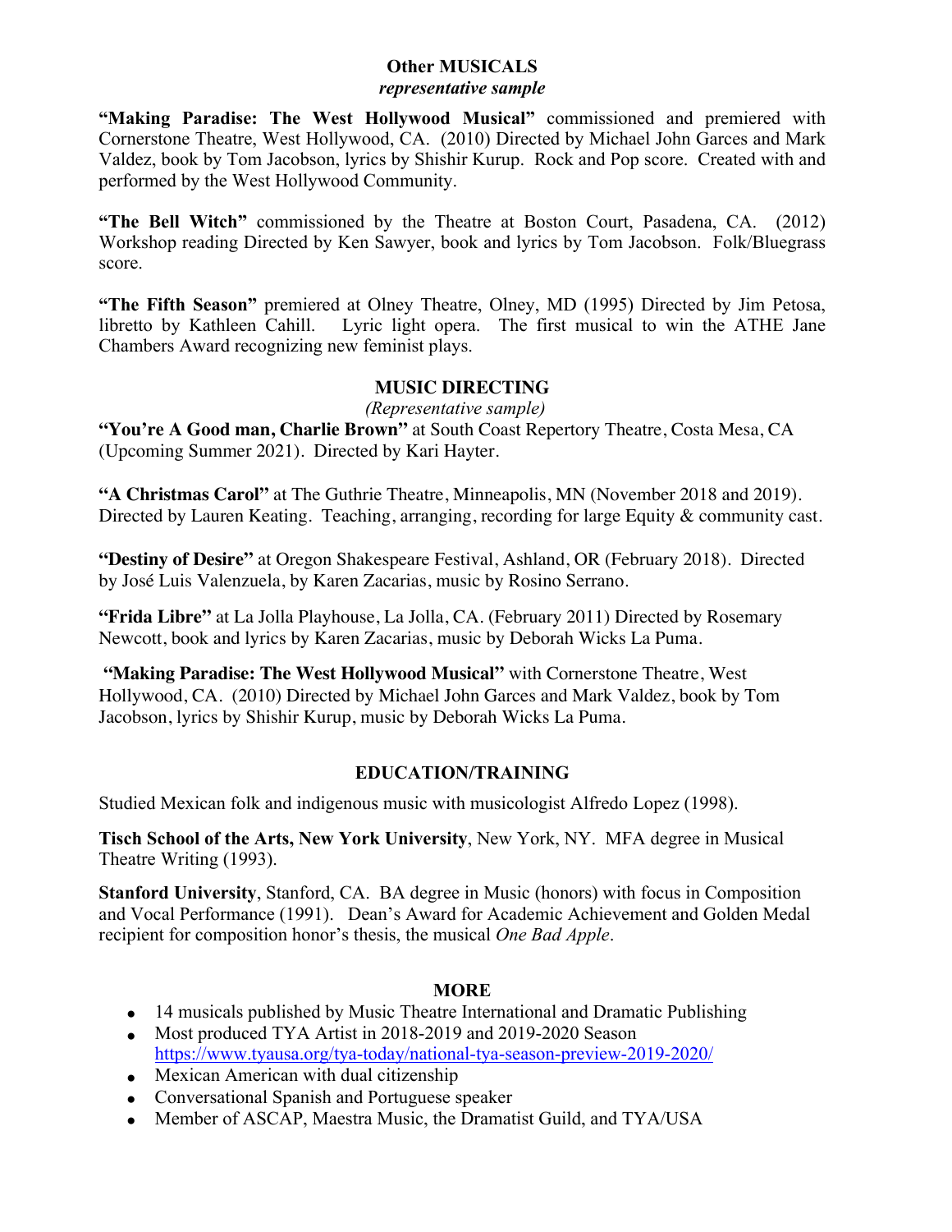## Other MUSICALS

***representative sample***

**"Making Paradise: The West Hollywood Musical"** commissioned and premiered with Cornerstone Theatre, West Hollywood, CA. (2010) Directed by Michael John Garces and Mark Valdez, book by Tom Jacobson, lyrics by Shishir Kurup. Rock and Pop score. Created with and performed by the West Hollywood Community.

**"The Bell Witch"** commissioned by the Theatre at Boston Court, Pasadena, CA. (2012) Workshop reading Directed by Ken Sawyer, book and lyrics by Tom Jacobson. Folk/Bluegrass score.

**"The Fifth Season"** premiered at Olney Theatre, Olney, MD (1995) Directed by Jim Petosa, libretto by Kathleen Cahill. Lyric light opera. The first musical to win the ATHE Jane Chambers Award recognizing new feminist plays.

## MUSIC DIRECTING

*(Representative sample)*

**"You're A Good man, Charlie Brown"** at South Coast Repertory Theatre, Costa Mesa, CA (Upcoming Summer 2021). Directed by Kari Hayter.

**"A Christmas Carol"** at The Guthrie Theatre, Minneapolis, MN (November 2018 and 2019). Directed by Lauren Keating. Teaching, arranging, recording for large Equity & community cast.

**"Destiny of Desire"** at Oregon Shakespeare Festival, Ashland, OR (February 2018). Directed by José Luis Valenzuela, by Karen Zacarias, music by Rosino Serrano.

**"Frida Libre"** at La Jolla Playhouse, La Jolla, CA. (February 2011) Directed by Rosemary Newcott, book and lyrics by Karen Zacarias, music by Deborah Wicks La Puma.

**"Making Paradise: The West Hollywood Musical"** with Cornerstone Theatre, West Hollywood, CA. (2010) Directed by Michael John Garces and Mark Valdez, book by Tom Jacobson, lyrics by Shishir Kurup, music by Deborah Wicks La Puma.

## EDUCATION/TRAINING

Studied Mexican folk and indigenous music with musicologist Alfredo Lopez (1998).

**Tisch School of the Arts, New York University**, New York, NY. MFA degree in Musical Theatre Writing (1993).

**Stanford University**, Stanford, CA. BA degree in Music (honors) with focus in Composition and Vocal Performance (1991). Dean's Award for Academic Achievement and Golden Medal recipient for composition honor's thesis, the musical *One Bad Apple*.

## MORE

- 14 musicals published by Music Theatre International and Dramatic Publishing
- Most produced TYA Artist in 2018-2019 and 2019-2020 Season https://www.tyausa.org/tya-today/national-tya-season-preview-2019-2020/
- Mexican American with dual citizenship
- Conversational Spanish and Portuguese speaker
- Member of ASCAP, Maestra Music, the Dramatist Guild, and TYA/USA